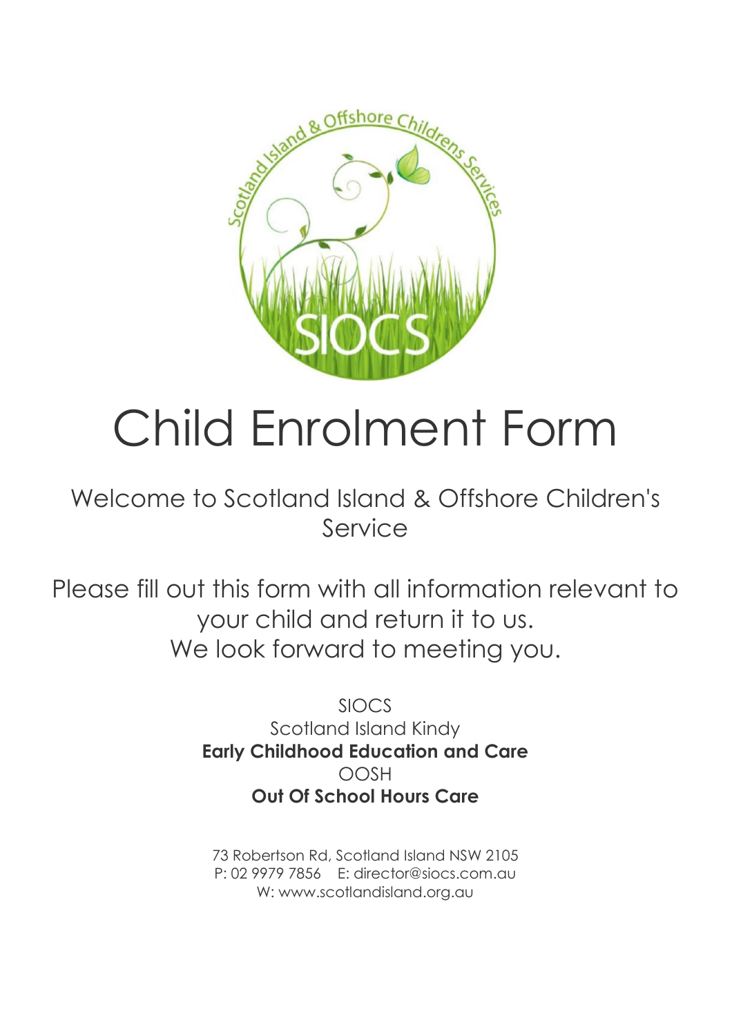# Child Enrolment Form

Welcome to Scotland Island & Offshore Children's Service

Please fill out this form with all information relevant to your child and return it to us.
We look forward to meeting you.

SIOCS
Scotland Island Kindy
**Early Childhood Education and Care**
OOSH
**Out Of School Hours Care**

73 Robertson Rd, Scotland Island NSW 2105
P: 02 9979 7856 E: director@siocs.com.au
W: www.scotlandisland.org.au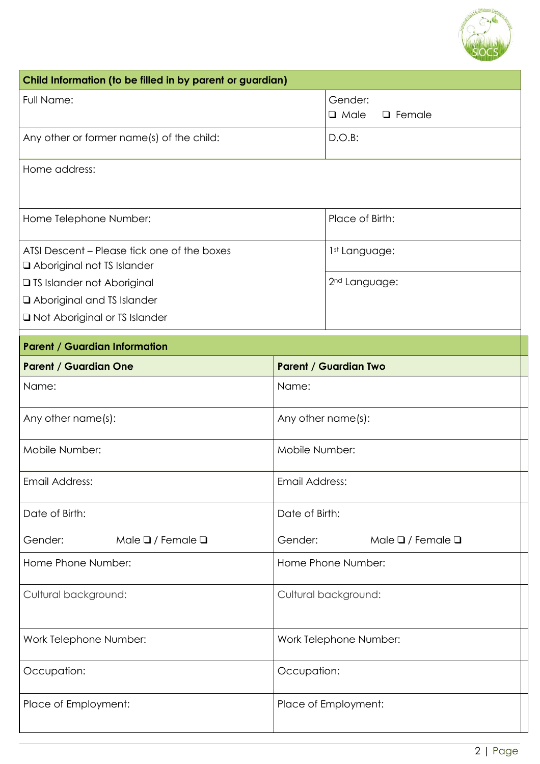| Child Information (to be filled in by parent or guardian) | |
|---|---|
| Full Name: | Gender:<br>❑ Male ❑ Female |
| Any other or former name(s) of the child: | D.O.B: |
| Home address: | |
| Home Telephone Number: | Place of Birth: |
| ATSI Descent – Please tick one of the boxes<br>❑ Aboriginal not TS Islander<br>❑ TS Islander not Aboriginal<br>❑ Aboriginal and TS Islander<br>❑ Not Aboriginal or TS Islander | 1st Language:<br><br>2nd Language: |

| Parent / Guardian Information | |
|---|---|
| **Parent / Guardian One** | **Parent / Guardian Two** |
| Name: | Name: |
| Any other name(s): | Any other name(s): |
| Mobile Number: | Mobile Number: |
| Email Address: | Email Address: |
| Date of Birth:<br>Gender: Male ❑ / Female ❑ | Date of Birth:<br>Gender: Male ❑ / Female ❑ |
| Home Phone Number: | Home Phone Number: |
| Cultural background: | Cultural background: |
| Work Telephone Number: | Work Telephone Number: |
| Occupation: | Occupation: |
| Place of Employment: | Place of Employment: |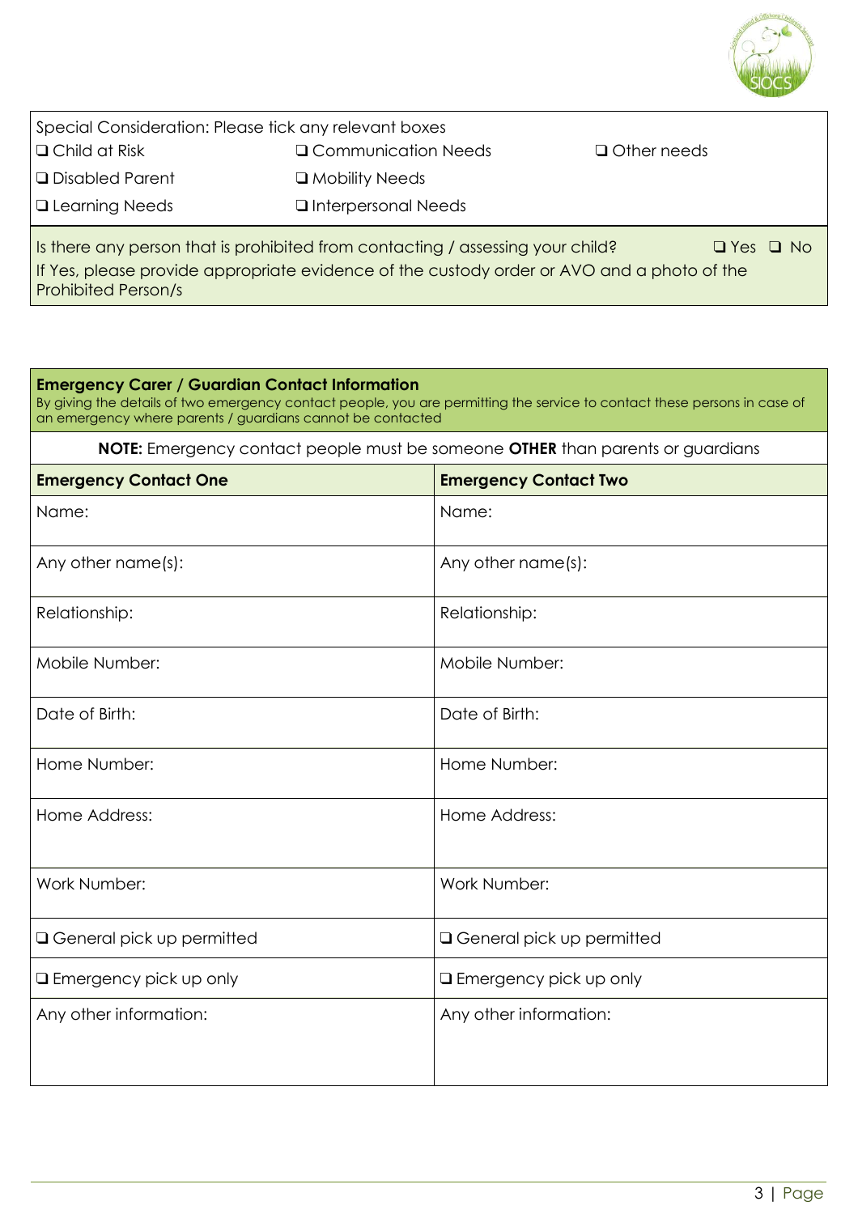| Special Consideration: Please tick any relevant boxes | | |
|---|---|---|
| ❑ Child at Risk | ❑ Communication Needs | ❑ Other needs |
| ❑ Disabled Parent | ❑ Mobility Needs | |
| ❑ Learning Needs | ❑ Interpersonal Needs | |

Is there any person that is prohibited from contacting / assessing your child? ❑ Yes ❑ No

If Yes, please provide appropriate evidence of the custody order or AVO and a photo of the Prohibited Person/s

**Emergency Carer / Guardian Contact Information**

By giving the details of two emergency contact people, you are permitting the service to contact these persons in case of an emergency where parents / guardians cannot be contacted

**NOTE:** Emergency contact people must be someone **OTHER** than parents or guardians

| **Emergency Contact One** | **Emergency Contact Two** |
|---|---|
| Name: | Name: |
| Any other name(s): | Any other name(s): |
| Relationship: | Relationship: |
| Mobile Number: | Mobile Number: |
| Date of Birth: | Date of Birth: |
| Home Number: | Home Number: |
| Home Address: | Home Address: |
| Work Number: | Work Number: |
| ❑ General pick up permitted | ❑ General pick up permitted |
| ❑ Emergency pick up only | ❑ Emergency pick up only |
| Any other information: | Any other information: |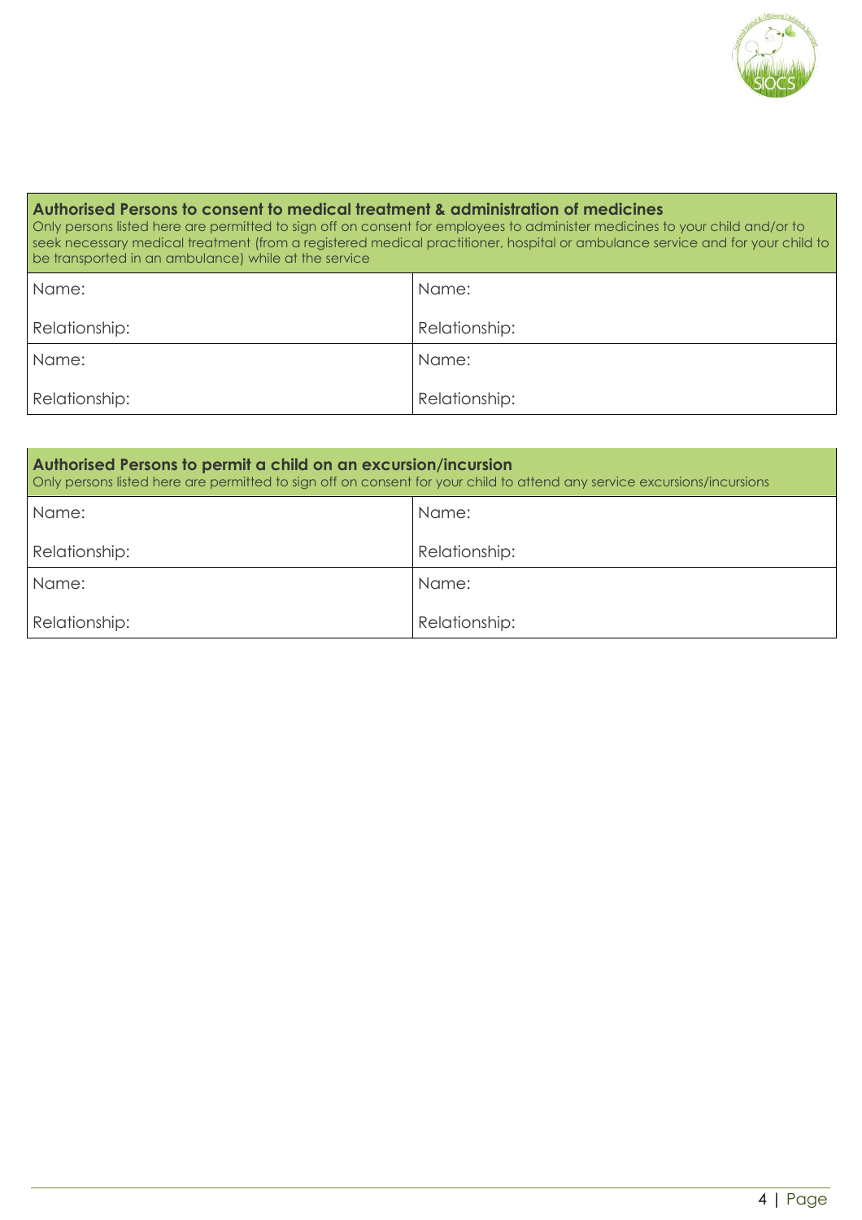## Authorised Persons to consent to medical treatment & administration of medicines

Only persons listed here are permitted to sign off on consent for employees to administer medicines to your child and/or to seek necessary medical treatment (from a registered medical practitioner, hospital or ambulance service and for your child to be transported in an ambulance) while at the service

| | |
|---|---|
| Name:<br><br>Relationship: | Name:<br><br>Relationship: |
| Name:<br><br>Relationship: | Name:<br><br>Relationship: |

## Authorised Persons to permit a child on an excursion/incursion

Only persons listed here are permitted to sign off on consent for your child to attend any service excursions/incursions

| | |
|---|---|
| Name:<br><br>Relationship: | Name:<br><br>Relationship: |
| Name:<br><br>Relationship: | Name:<br><br>Relationship: |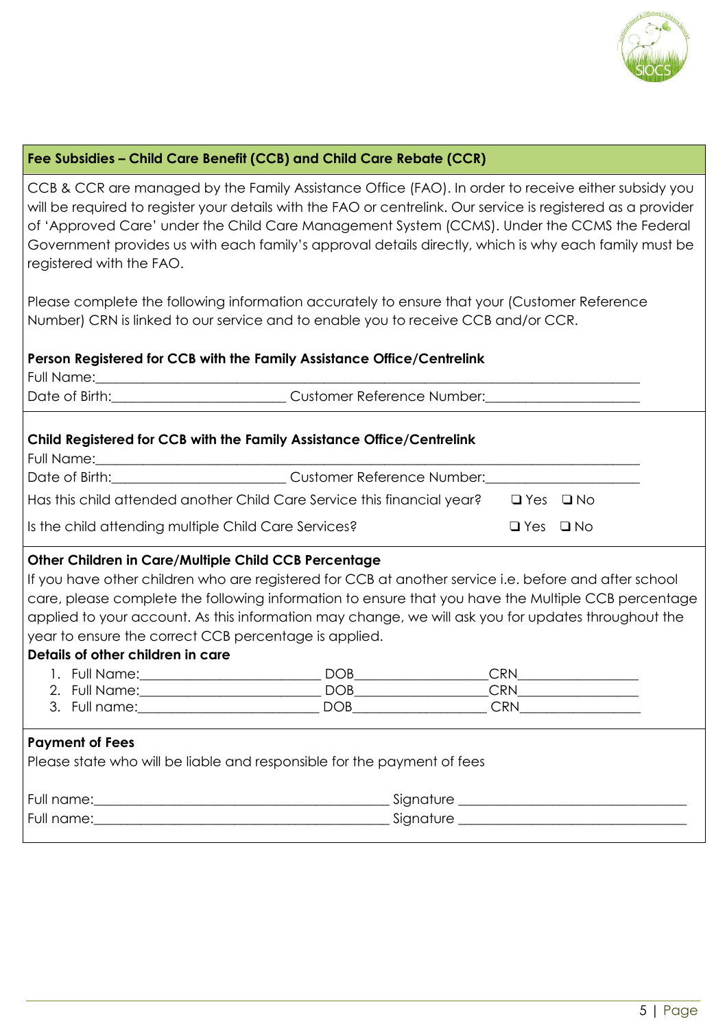## Fee Subsidies – Child Care Benefit (CCB) and Child Care Rebate (CCR)

CCB & CCR are managed by the Family Assistance Office (FAO). In order to receive either subsidy you will be required to register your details with the FAO or centrelink. Our service is registered as a provider of 'Approved Care' under the Child Care Management System (CCMS). Under the CCMS the Federal Government provides us with each family's approval details directly, which is why each family must be registered with the FAO.

Please complete the following information accurately to ensure that your (Customer Reference Number) CRN is linked to our service and to enable you to receive CCB and/or CCR.

**Person Registered for CCB with the Family Assistance Office/Centrelink**

Full Name:_______________________________________________________________________

Date of Birth:________________________ Customer Reference Number:_____________________

**Child Registered for CCB with the Family Assistance Office/Centrelink**

Full Name:_______________________________________________________________________

Date of Birth:________________________ Customer Reference Number:_____________________

Has this child attended another Child Care Service this financial year? ❑ Yes ❑ No

Is the child attending multiple Child Care Services? ❑ Yes ❑ No

**Other Children in Care/Multiple Child CCB Percentage**

If you have other children who are registered for CCB at another service i.e. before and after school care, please complete the following information to ensure that you have the Multiple CCB percentage applied to your account. As this information may change, we will ask you for updates throughout the year to ensure the correct CCB percentage is applied.

**Details of other children in care**

1. Full Name:_________________________ DOB__________________CRN________________
2. Full Name:_________________________ DOB__________________CRN________________
3. Full name:_________________________ DOB__________________ CRN________________

**Payment of Fees**

Please state who will be liable and responsible for the payment of fees

Full name:__________________________________________ Signature ________________________________

Full name:__________________________________________ Signature ________________________________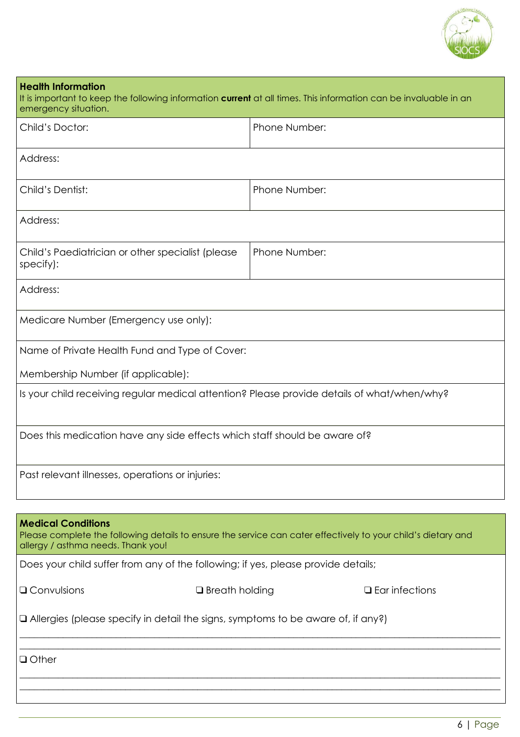## Health Information

It is important to keep the following information **current** at all times. This information can be invaluable in an emergency situation.

| Child's Doctor: | Phone Number: |
|---|---|
| Address: | |
| Child's Dentist: | Phone Number: |
| Address: | |
| Child's Paediatrician or other specialist (please specify): | Phone Number: |
| Address: | |
| Medicare Number (Emergency use only): | |
| Name of Private Health Fund and Type of Cover:<br><br>Membership Number (if applicable): | |
| Is your child receiving regular medical attention? Please provide details of what/when/why? | |
| Does this medication have any side effects which staff should be aware of? | |
| Past relevant illnesses, operations or injuries: | |

## Medical Conditions

Please complete the following details to ensure the service can cater effectively to your child's dietary and allergy / asthma needs. Thank you!

Does your child suffer from any of the following; if yes, please provide details;

❑ Convulsions ❑ Breath holding ❑ Ear infections

❑ Allergies (please specify in detail the signs, symptoms to be aware of, if any?)

\_\_\_\_\_\_\_\_\_\_\_\_\_\_\_\_\_\_\_\_\_\_\_\_\_\_\_\_\_\_\_\_\_\_\_\_\_\_\_\_\_\_\_\_\_\_\_\_\_\_\_\_\_\_\_\_\_\_\_\_\_\_\_\_\_\_\_\_\_\_\_\_\_\_\_\_\_\_

\_\_\_\_\_\_\_\_\_\_\_\_\_\_\_\_\_\_\_\_\_\_\_\_\_\_\_\_\_\_\_\_\_\_\_\_\_\_\_\_\_\_\_\_\_\_\_\_\_\_\_\_\_\_\_\_\_\_\_\_\_\_\_\_\_\_\_\_\_\_\_\_\_\_\_\_\_\_

❑ Other

\_\_\_\_\_\_\_\_\_\_\_\_\_\_\_\_\_\_\_\_\_\_\_\_\_\_\_\_\_\_\_\_\_\_\_\_\_\_\_\_\_\_\_\_\_\_\_\_\_\_\_\_\_\_\_\_\_\_\_\_\_\_\_\_\_\_\_\_\_\_\_\_\_\_\_\_\_\_

\_\_\_\_\_\_\_\_\_\_\_\_\_\_\_\_\_\_\_\_\_\_\_\_\_\_\_\_\_\_\_\_\_\_\_\_\_\_\_\_\_\_\_\_\_\_\_\_\_\_\_\_\_\_\_\_\_\_\_\_\_\_\_\_\_\_\_\_\_\_\_\_\_\_\_\_\_\_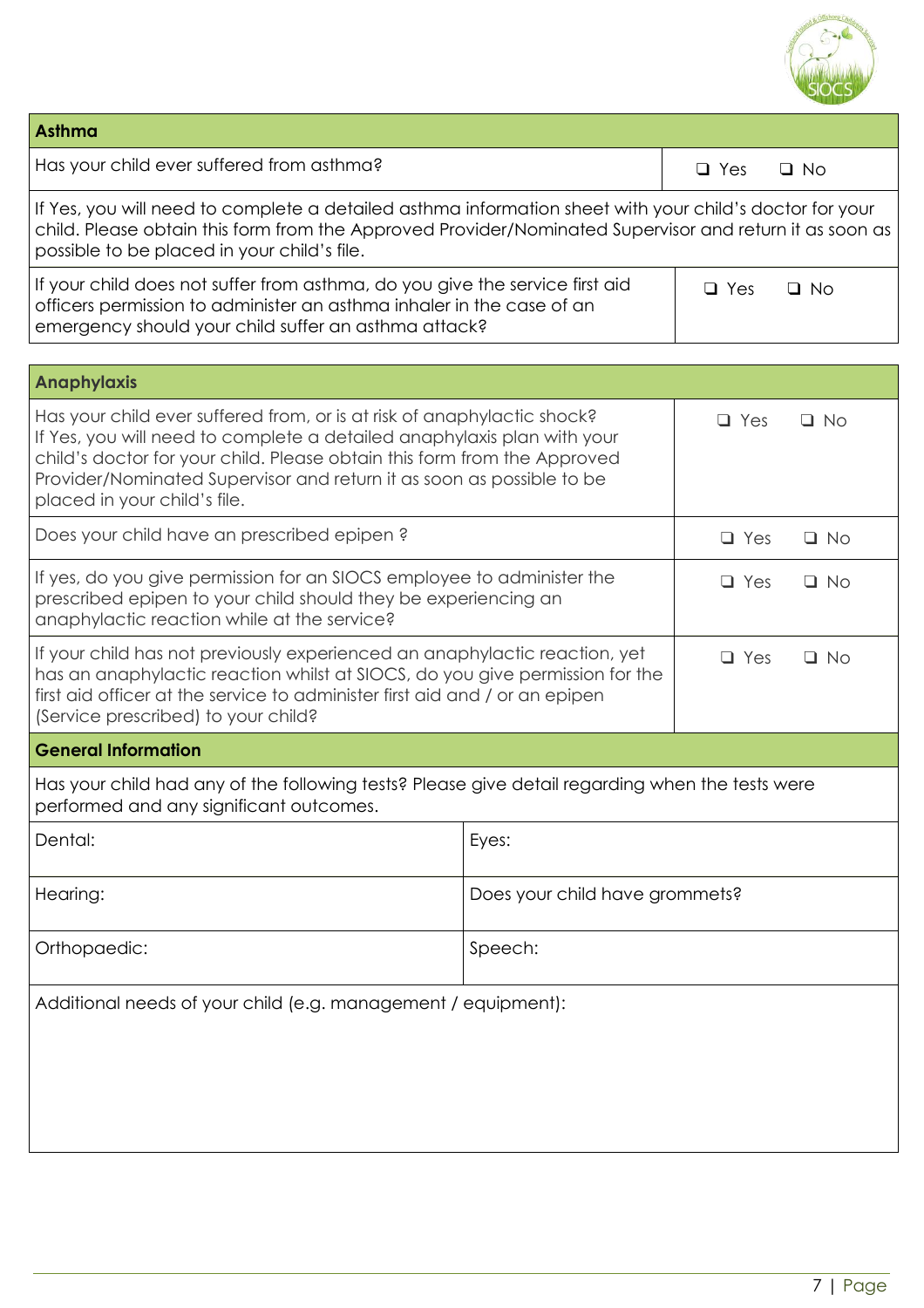| Asthma | |
|---|---|
| Has your child ever suffered from asthma? | ❑ Yes ❑ No |
| If Yes, you will need to complete a detailed asthma information sheet with your child's doctor for your child. Please obtain this form from the Approved Provider/Nominated Supervisor and return it as soon as possible to be placed in your child's file. | |
| If your child does not suffer from asthma, do you give the service first aid officers permission to administer an asthma inhaler in the case of an emergency should your child suffer an asthma attack? | ❑ Yes ❑ No |

| Anaphylaxis | |
|---|---|
| Has your child ever suffered from, or is at risk of anaphylactic shock? If Yes, you will need to complete a detailed anaphylaxis plan with your child's doctor for your child. Please obtain this form from the Approved Provider/Nominated Supervisor and return it as soon as possible to be placed in your child's file. | ❑ Yes ❑ No |
| Does your child have an prescribed epipen ? | ❑ Yes ❑ No |
| If yes, do you give permission for an SIOCS employee to administer the prescribed epipen to your child should they be experiencing an anaphylactic reaction while at the service? | ❑ Yes ❑ No |
| If your child has not previously experienced an anaphylactic reaction, yet has an anaphylactic reaction whilst at SIOCS, do you give permission for the first aid officer at the service to administer first aid and / or an epipen (Service prescribed) to your child? | ❑ Yes ❑ No |

| General Information | |
|---|---|
| Has your child had any of the following tests? Please give detail regarding when the tests were performed and any significant outcomes. | |
| Dental: | Eyes: |
| Hearing: | Does your child have grommets? |
| Orthopaedic: | Speech: |
| Additional needs of your child (e.g. management / equipment): | |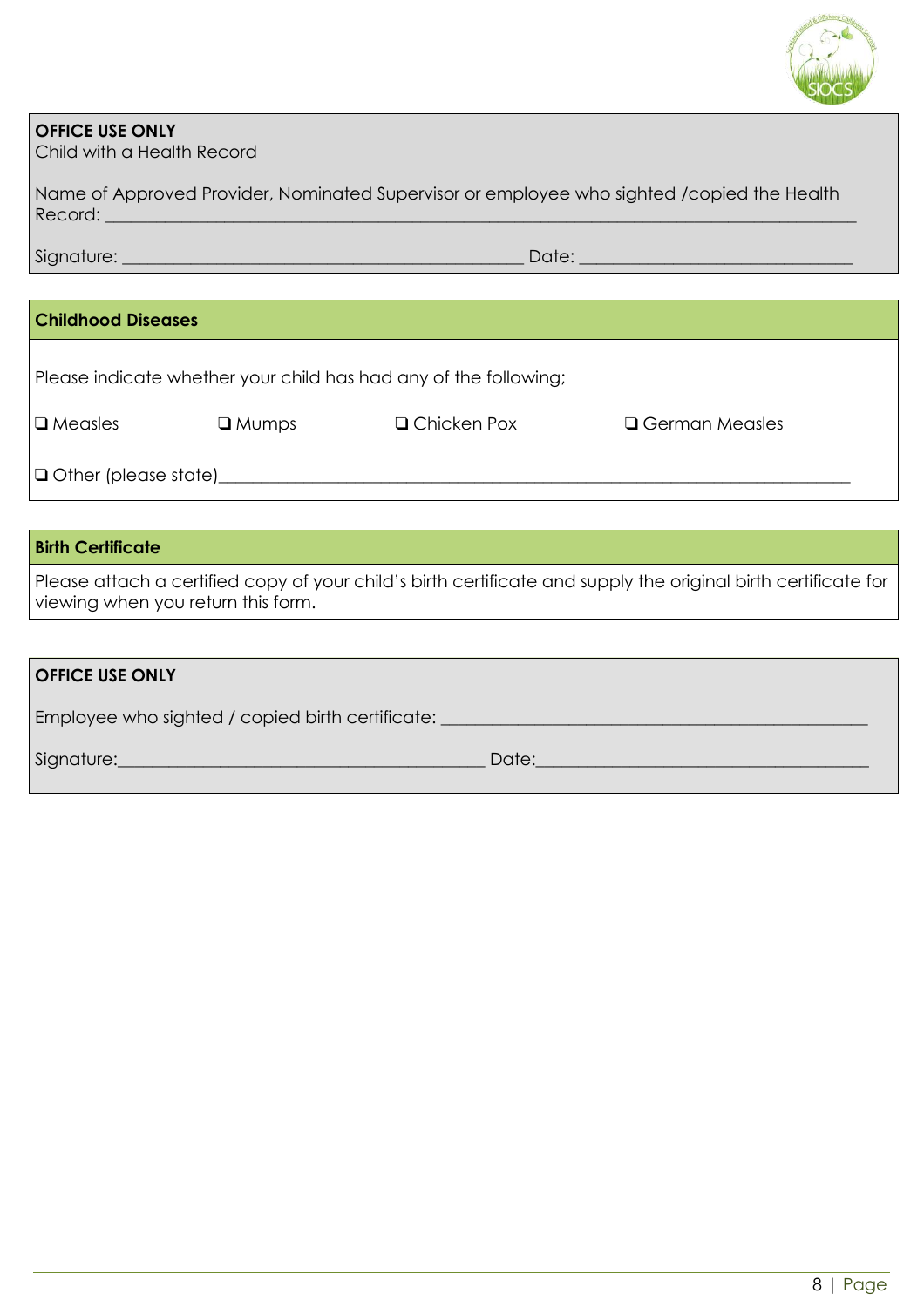**OFFICE USE ONLY**

Child with a Health Record

Name of Approved Provider, Nominated Supervisor or employee who sighted /copied the Health Record: ______________________________________________

Signature: ______________________________ Date: ____________________

## Childhood Diseases

Please indicate whether your child has had any of the following;

❑ Measles ❑ Mumps ❑ Chicken Pox ❑ German Measles

❑ Other (please state)______________________________________________

## Birth Certificate

Please attach a certified copy of your child's birth certificate and supply the original birth certificate for viewing when you return this form.

**OFFICE USE ONLY**

Employee who sighted / copied birth certificate: ______________________________

Signature:______________________________ Date:______________________________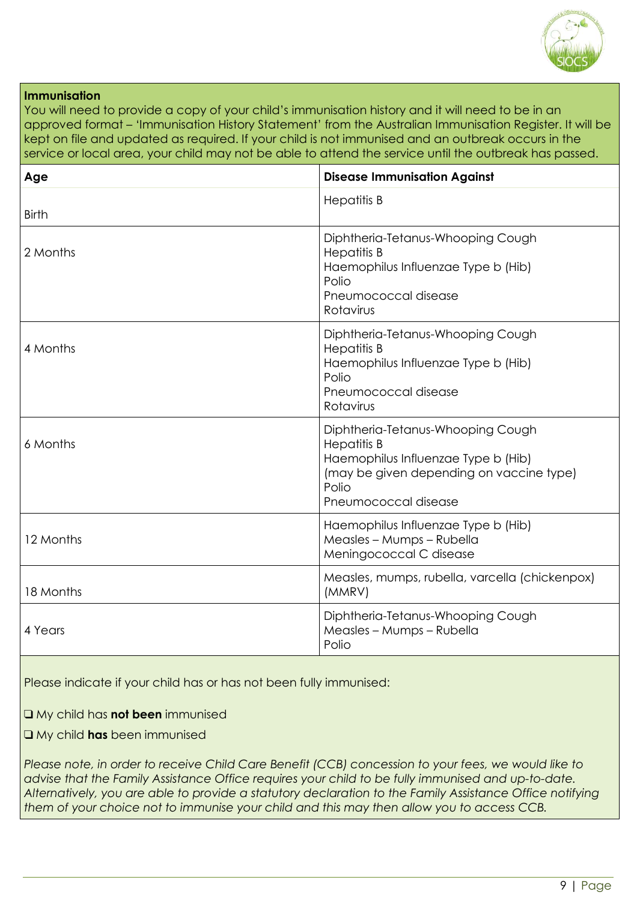## Immunisation

You will need to provide a copy of your child's immunisation history and it will need to be in an approved format – 'Immunisation History Statement' from the Australian Immunisation Register. It will be kept on file and updated as required. If your child is not immunised and an outbreak occurs in the service or local area, your child may not be able to attend the service until the outbreak has passed.

| Age | Disease Immunisation Against |
|---|---|
| Birth | Hepatitis B |
| 2 Months | Diphtheria-Tetanus-Whooping Cough<br>Hepatitis B<br>Haemophilus Influenzae Type b (Hib)<br>Polio<br>Pneumococcal disease<br>Rotavirus |
| 4 Months | Diphtheria-Tetanus-Whooping Cough<br>Hepatitis B<br>Haemophilus Influenzae Type b (Hib)<br>Polio<br>Pneumococcal disease<br>Rotavirus |
| 6 Months | Diphtheria-Tetanus-Whooping Cough<br>Hepatitis B<br>Haemophilus Influenzae Type b (Hib)<br>(may be given depending on vaccine type)<br>Polio<br>Pneumococcal disease |
| 12 Months | Haemophilus Influenzae Type b (Hib)<br>Measles – Mumps – Rubella<br>Meningococcal C disease |
| 18 Months | Measles, mumps, rubella, varcella (chickenpox) (MMRV) |
| 4 Years | Diphtheria-Tetanus-Whooping Cough<br>Measles – Mumps – Rubella<br>Polio |

Please indicate if your child has or has not been fully immunised:

❑ My child has **not been** immunised

❑ My child **has** been immunised

*Please note, in order to receive Child Care Benefit (CCB) concession to your fees, we would like to advise that the Family Assistance Office requires your child to be fully immunised and up-to-date. Alternatively, you are able to provide a statutory declaration to the Family Assistance Office notifying them of your choice not to immunise your child and this may then allow you to access CCB.*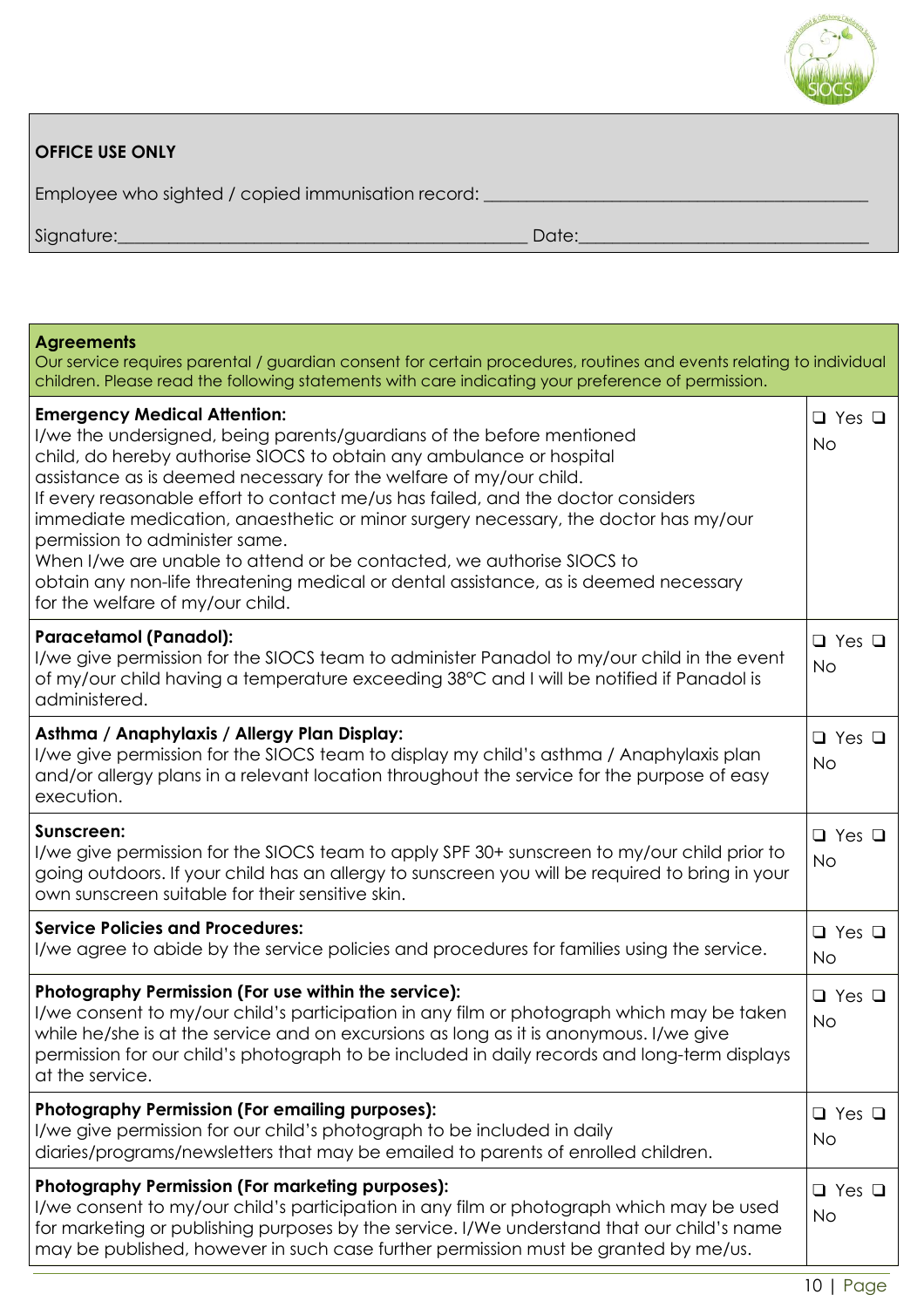**OFFICE USE ONLY**

Employee who sighted / copied immunisation record: ____________________________________________

Signature:_______________________________________________ Date:_________________________________

| **Agreements**<br>Our service requires parental / guardian consent for certain procedures, routines and events relating to individual children. Please read the following statements with care indicating your preference of permission. | |
|---|---|
| **Emergency Medical Attention:**<br>I/we the undersigned, being parents/guardians of the before mentioned child, do hereby authorise SIOCS to obtain any ambulance or hospital assistance as is deemed necessary for the welfare of my/our child.<br>If every reasonable effort to contact me/us has failed, and the doctor considers immediate medication, anaesthetic or minor surgery necessary, the doctor has my/our permission to administer same.<br>When I/we are unable to attend or be contacted, we authorise SIOCS to obtain any non-life threatening medical or dental assistance, as is deemed necessary for the welfare of my/our child. | ❑ Yes ❑ No |
| **Paracetamol (Panadol):**<br>I/we give permission for the SIOCS team to administer Panadol to my/our child in the event of my/our child having a temperature exceeding 38°C and I will be notified if Panadol is administered. | ❑ Yes ❑ No |
| **Asthma / Anaphylaxis / Allergy Plan Display:**<br>I/we give permission for the SIOCS team to display my child's asthma / Anaphylaxis plan and/or allergy plans in a relevant location throughout the service for the purpose of easy execution. | ❑ Yes ❑ No |
| **Sunscreen:**<br>I/we give permission for the SIOCS team to apply SPF 30+ sunscreen to my/our child prior to going outdoors. If your child has an allergy to sunscreen you will be required to bring in your own sunscreen suitable for their sensitive skin. | ❑ Yes ❑ No |
| **Service Policies and Procedures:**<br>I/we agree to abide by the service policies and procedures for families using the service. | ❑ Yes ❑ No |
| **Photography Permission (For use within the service):**<br>I/we consent to my/our child's participation in any film or photograph which may be taken while he/she is at the service and on excursions as long as it is anonymous. I/we give permission for our child's photograph to be included in daily records and long-term displays at the service. | ❑ Yes ❑ No |
| **Photography Permission (For emailing purposes):**<br>I/we give permission for our child's photograph to be included in daily diaries/programs/newsletters that may be emailed to parents of enrolled children. | ❑ Yes ❑ No |
| **Photography Permission (For marketing purposes):**<br>I/we consent to my/our child's participation in any film or photograph which may be used for marketing or publishing purposes by the service. I/We understand that our child's name may be published, however in such case further permission must be granted by me/us. | ❑ Yes ❑ No |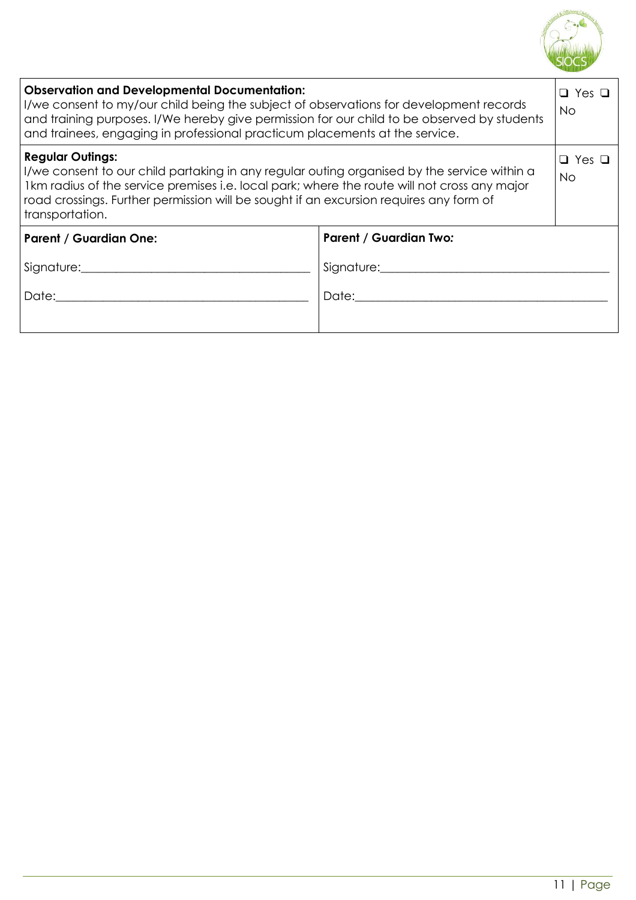| **Observation and Developmental Documentation:** I/we consent to my/our child being the subject of observations for development records and training purposes. I/We hereby give permission for our child to be observed by students and trainees, engaging in professional practicum placements at the service. | ❑ Yes ❑ No |
| --- | --- |
| **Regular Outings:** I/we consent to our child partaking in any regular outing organised by the service within a 1km radius of the service premises i.e. local park; where the route will not cross any major road crossings. Further permission will be sought if an excursion requires any form of transportation. | ❑ Yes ❑ No |

| **Parent / Guardian One:** | **Parent / Guardian Two:** |
| --- | --- |
| Signature:_____________________________ | Signature:_____________________________ |
| Date:_________________________________ | Date:_________________________________ |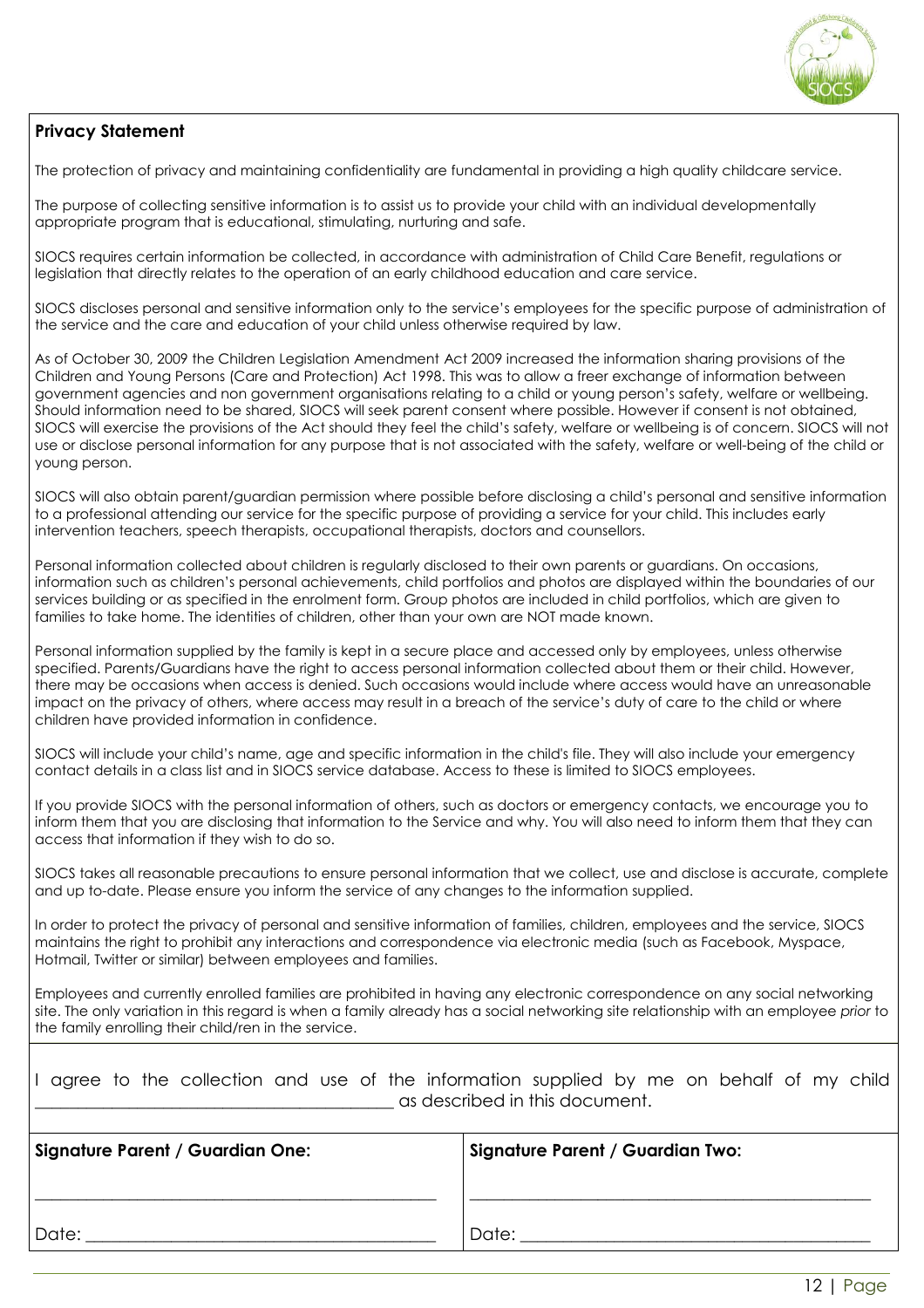## Privacy Statement

The protection of privacy and maintaining confidentiality are fundamental in providing a high quality childcare service.

The purpose of collecting sensitive information is to assist us to provide your child with an individual developmentally appropriate program that is educational, stimulating, nurturing and safe.

SIOCS requires certain information be collected, in accordance with administration of Child Care Benefit, regulations or legislation that directly relates to the operation of an early childhood education and care service.

SIOCS discloses personal and sensitive information only to the service's employees for the specific purpose of administration of the service and the care and education of your child unless otherwise required by law.

As of October 30, 2009 the Children Legislation Amendment Act 2009 increased the information sharing provisions of the Children and Young Persons (Care and Protection) Act 1998. This was to allow a freer exchange of information between government agencies and non government organisations relating to a child or young person's safety, welfare or wellbeing. Should information need to be shared, SIOCS will seek parent consent where possible. However if consent is not obtained, SIOCS will exercise the provisions of the Act should they feel the child's safety, welfare or wellbeing is of concern. SIOCS will not use or disclose personal information for any purpose that is not associated with the safety, welfare or well-being of the child or young person.

SIOCS will also obtain parent/guardian permission where possible before disclosing a child's personal and sensitive information to a professional attending our service for the specific purpose of providing a service for your child. This includes early intervention teachers, speech therapists, occupational therapists, doctors and counsellors.

Personal information collected about children is regularly disclosed to their own parents or guardians. On occasions, information such as children's personal achievements, child portfolios and photos are displayed within the boundaries of our services building or as specified in the enrolment form. Group photos are included in child portfolios, which are given to families to take home. The identities of children, other than your own are NOT made known.

Personal information supplied by the family is kept in a secure place and accessed only by employees, unless otherwise specified. Parents/Guardians have the right to access personal information collected about them or their child. However, there may be occasions when access is denied. Such occasions would include where access would have an unreasonable impact on the privacy of others, where access may result in a breach of the service's duty of care to the child or where children have provided information in confidence.

SIOCS will include your child's name, age and specific information in the child's file. They will also include your emergency contact details in a class list and in SIOCS service database. Access to these is limited to SIOCS employees.

If you provide SIOCS with the personal information of others, such as doctors or emergency contacts, we encourage you to inform them that you are disclosing that information to the Service and why. You will also need to inform them that they can access that information if they wish to do so.

SIOCS takes all reasonable precautions to ensure personal information that we collect, use and disclose is accurate, complete and up to-date. Please ensure you inform the service of any changes to the information supplied.

In order to protect the privacy of personal and sensitive information of families, children, employees and the service, SIOCS maintains the right to prohibit any interactions and correspondence via electronic media (such as Facebook, Myspace, Hotmail, Twitter or similar) between employees and families.

Employees and currently enrolled families are prohibited in having any electronic correspondence on any social networking site. The only variation in this regard is when a family already has a social networking site relationship with an employee *prior* to the family enrolling their child/ren in the service.

I agree to the collection and use of the information supplied by me on behalf of my child ____________________________________________ as described in this document.

| Signature Parent / Guardian One: | Signature Parent / Guardian Two: |
|---|---|
| ______________________________ | ______________________________ |
| Date: ____________________________ | Date: ____________________________ |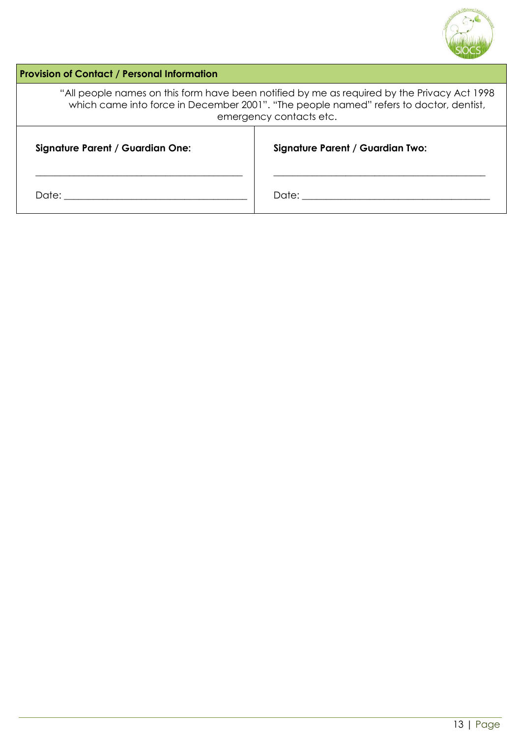| **Provision of Contact / Personal Information** | |
|---|---|
| "All people names on this form have been notified by me as required by the Privacy Act 1998 which came into force in December 2001". "The people named" refers to doctor, dentist, emergency contacts etc. | |
| **Signature Parent / Guardian One:**<br><br>\_\_\_\_\_\_\_\_\_\_\_\_\_\_\_\_\_\_\_\_\_\_\_\_\_\_\_\_\_\_\_\_\_\_\_\_\_\_\_\_<br><br>Date: \_\_\_\_\_\_\_\_\_\_\_\_\_\_\_\_\_\_\_\_\_\_\_\_\_\_\_\_\_\_\_\_\_\_ | **Signature Parent / Guardian Two:**<br><br>\_\_\_\_\_\_\_\_\_\_\_\_\_\_\_\_\_\_\_\_\_\_\_\_\_\_\_\_\_\_\_\_\_\_\_\_\_\_\_\_<br><br>Date: \_\_\_\_\_\_\_\_\_\_\_\_\_\_\_\_\_\_\_\_\_\_\_\_\_\_\_\_\_\_\_\_\_\_ |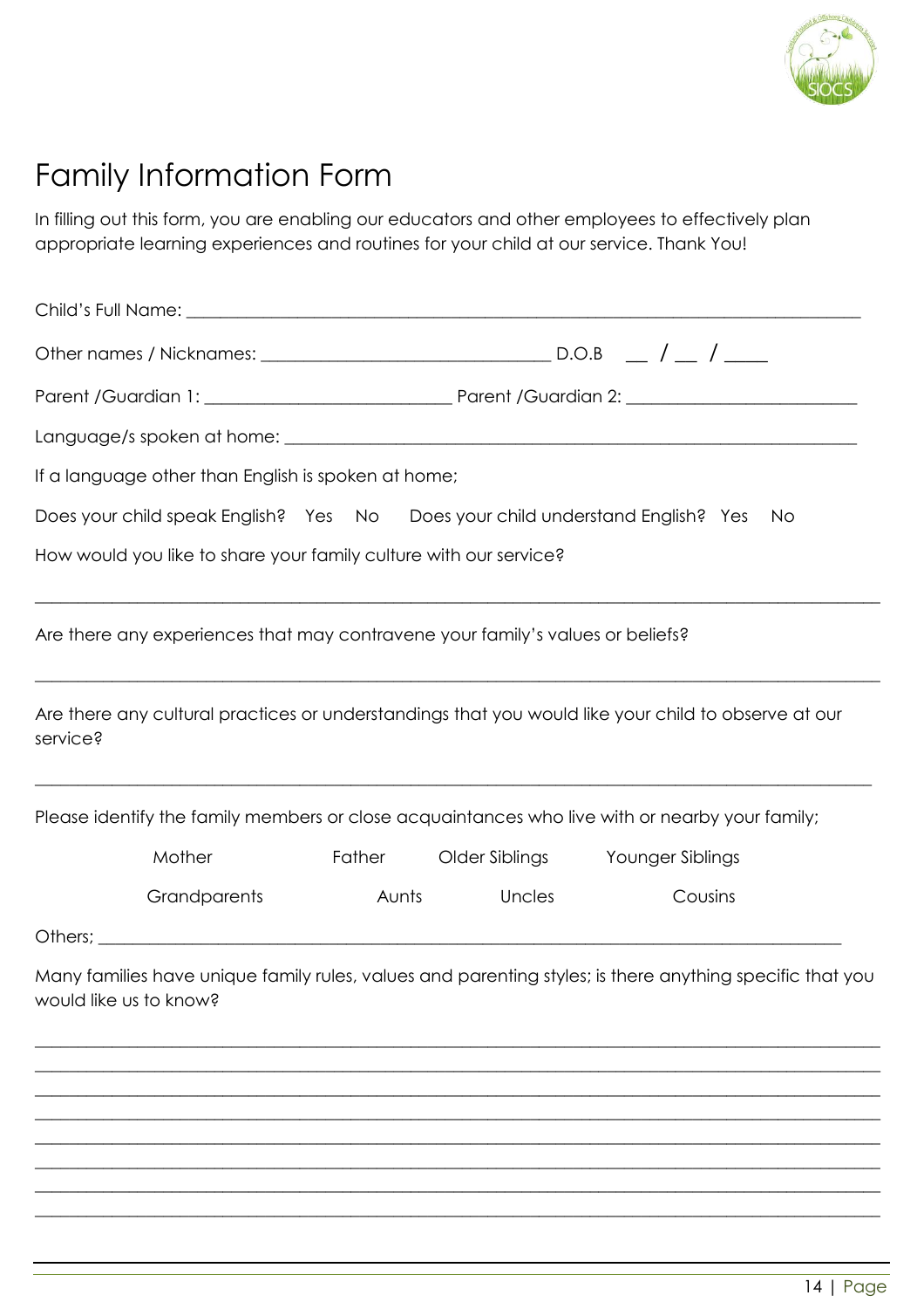# Family Information Form

In filling out this form, you are enabling our educators and other employees to effectively plan appropriate learning experiences and routines for your child at our service. Thank You!

Child's Full Name: ___________________________________________________________________________

Other names / Nicknames: ________________________________ D.O.B __ / __ / ____

Parent /Guardian 1: ____________________________ Parent /Guardian 2: __________________________

Language/s spoken at home: ________________________________________________________________

If a language other than English is spoken at home;

Does your child speak English? Yes No Does your child understand English? Yes No

How would you like to share your family culture with our service?

_____________________________________________________________________________________________

Are there any experiences that may contravene your family's values or beliefs?

_____________________________________________________________________________________________

Are there any cultural practices or understandings that you would like your child to observe at our service?

_____________________________________________________________________________________________

Please identify the family members or close acquaintances who live with or nearby your family;

Mother Father Older Siblings Younger Siblings

Grandparents Aunts Uncles Cousins

Others; ____________________________________________________________________________________

Many families have unique family rules, values and parenting styles; is there anything specific that you would like us to know?

_____________________________________________________________________________________________

_____________________________________________________________________________________________

_____________________________________________________________________________________________

_____________________________________________________________________________________________

_____________________________________________________________________________________________

_____________________________________________________________________________________________

_____________________________________________________________________________________________

_____________________________________________________________________________________________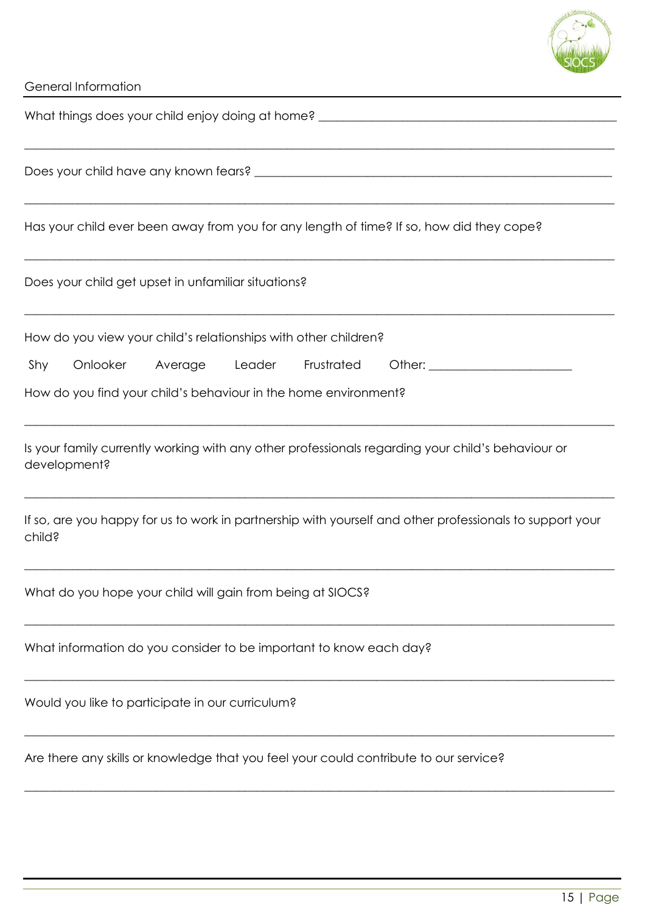## General Information

What things does your child enjoy doing at home? ________________________________________

__________________________________________________________________________________

Does your child have any known fears? ______________________________________________

__________________________________________________________________________________

Has your child ever been away from you for any length of time? If so, how did they cope?

__________________________________________________________________________________

Does your child get upset in unfamiliar situations?

__________________________________________________________________________________

How do you view your child's relationships with other children?

Shy    Onlooker    Average    Leader    Frustrated    Other: ____________________

How do you find your child's behaviour in the home environment?

__________________________________________________________________________________

Is your family currently working with any other professionals regarding your child's behaviour or development?

__________________________________________________________________________________

If so, are you happy for us to work in partnership with yourself and other professionals to support your child?

__________________________________________________________________________________

What do you hope your child will gain from being at SIOCS?

__________________________________________________________________________________

What information do you consider to be important to know each day?

__________________________________________________________________________________

Would you like to participate in our curriculum?

__________________________________________________________________________________

Are there any skills or knowledge that you feel your could contribute to our service?

__________________________________________________________________________________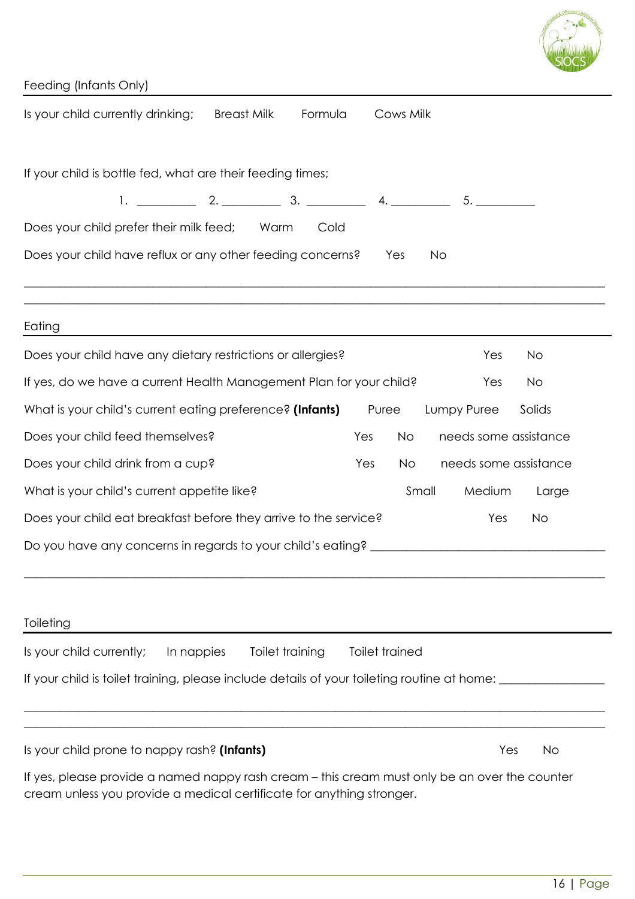## Feeding (Infants Only)

Is your child currently drinking; Breast Milk Formula Cows Milk

If your child is bottle fed, what are their feeding times;

1. __________ 2. __________ 3. __________ 4. __________ 5. __________

Does your child prefer their milk feed; Warm Cold

Does your child have reflux or any other feeding concerns? Yes No

______________________________________________________________________________

______________________________________________________________________________

## Eating

Does your child have any dietary restrictions or allergies? Yes No

If yes, do we have a current Health Management Plan for your child? Yes No

What is your child's current eating preference? **(Infants)** Puree Lumpy Puree Solids

Does your child feed themselves? Yes No needs some assistance

Does your child drink from a cup? Yes No needs some assistance

What is your child's current appetite like? Small Medium Large

Does your child eat breakfast before they arrive to the service? Yes No

Do you have any concerns in regards to your child's eating? ______________________________________

______________________________________________________________________________

## Toileting

Is your child currently; In nappies Toilet training Toilet trained

If your child is toilet training, please include details of your toileting routine at home: _________________

______________________________________________________________________________

______________________________________________________________________________

Is your child prone to nappy rash? **(Infants)** Yes No

If yes, please provide a named nappy rash cream – this cream must only be an over the counter cream unless you provide a medical certificate for anything stronger.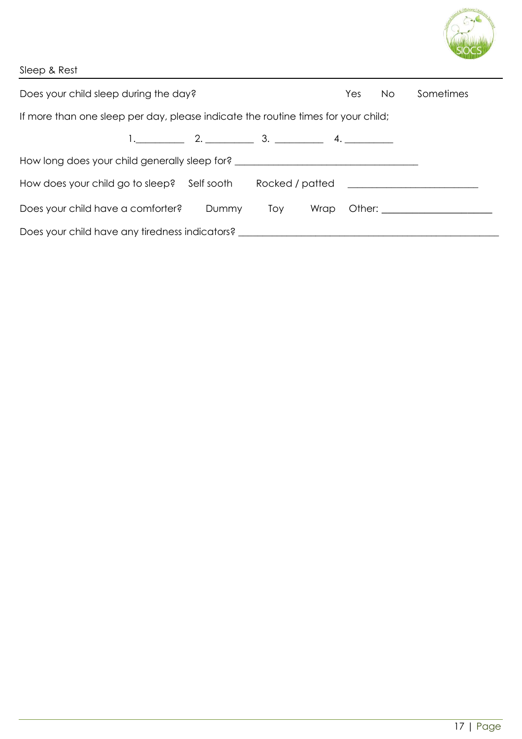## Sleep & Rest

Does your child sleep during the day? Yes No Sometimes

If more than one sleep per day, please indicate the routine times for your child;

1.__________ 2. __________ 3. __________ 4. __________

How long does your child generally sleep for? ______________________________________

How does your child go to sleep? Self sooth Rocked / patted ___________________________

Does your child have a comforter? Dummy Toy Wrap Other: _______________________

Does your child have any tiredness indicators? _______________________________________________________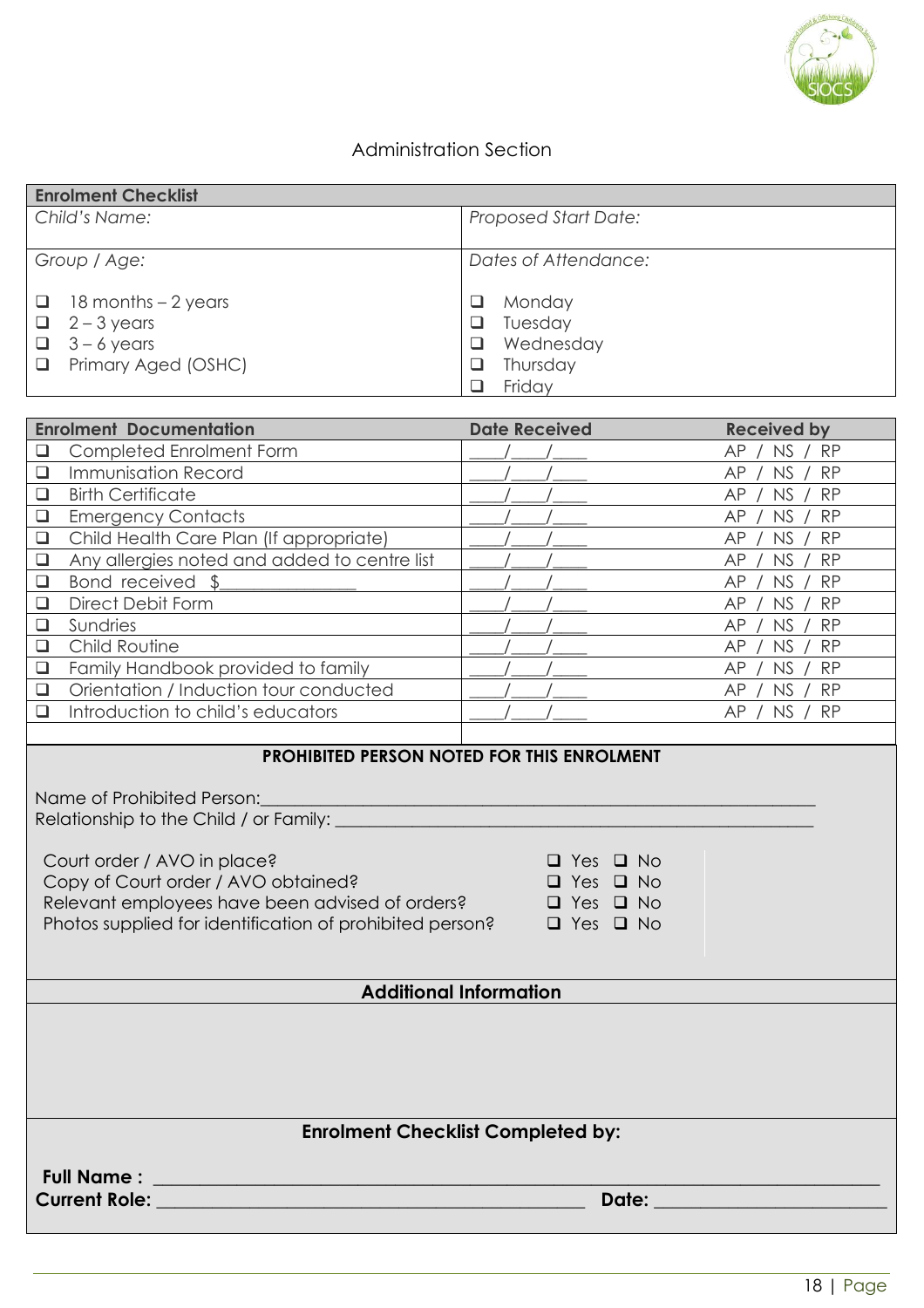## Administration Section

| Enrolment Checklist | |
|---|---|
| *Child's Name:* | *Proposed Start Date:* |
| *Group / Age:*<br><br>❑ 18 months – 2 years<br>❑ 2 – 3 years<br>❑ 3 – 6 years<br>❑ Primary Aged (OSHC) | *Dates of Attendance:*<br><br>❑ Monday<br>❑ Tuesday<br>❑ Wednesday<br>❑ Thursday<br>❑ Friday |

| Enrolment Documentation | Date Received | Received by |
|---|---|---|
| ❑ Completed Enrolment Form | ____/____/____ | AP / NS / RP |
| ❑ Immunisation Record | ____/____/____ | AP / NS / RP |
| ❑ Birth Certificate | ____/____/____ | AP / NS / RP |
| ❑ Emergency Contacts | ____/____/____ | AP / NS / RP |
| ❑ Child Health Care Plan (If appropriate) | ____/____/____ | AP / NS / RP |
| ❑ Any allergies noted and added to centre list | ____/____/____ | AP / NS / RP |
| ❑ Bond received $_______________ | ____/____/____ | AP / NS / RP |
| ❑ Direct Debit Form | ____/____/____ | AP / NS / RP |
| ❑ Sundries | ____/____/____ | AP / NS / RP |
| ❑ Child Routine | ____/____/____ | AP / NS / RP |
| ❑ Family Handbook provided to family | ____/____/____ | AP / NS / RP |
| ❑ Orientation / Induction tour conducted | ____/____/____ | AP / NS / RP |
| ❑ Introduction to child's educators | ____/____/____ | AP / NS / RP |

**PROHIBITED PERSON NOTED FOR THIS ENROLMENT**

Name of Prohibited Person:_______________________________________________________________

Relationship to the Child / or Family: _____________________________________________________

| | |
|---|---|
| Court order / AVO in place? | ❑ Yes ❑ No |
| Copy of Court order / AVO obtained? | ❑ Yes ❑ No |
| Relevant employees have been advised of orders? | ❑ Yes ❑ No |
| Photos supplied for identification of prohibited person? | ❑ Yes ❑ No |

**Additional Information**

**Enrolment Checklist Completed by:**

**Full Name :** ______________________________________________________________________

**Current Role:** ___________________________________________ **Date:** ________________________